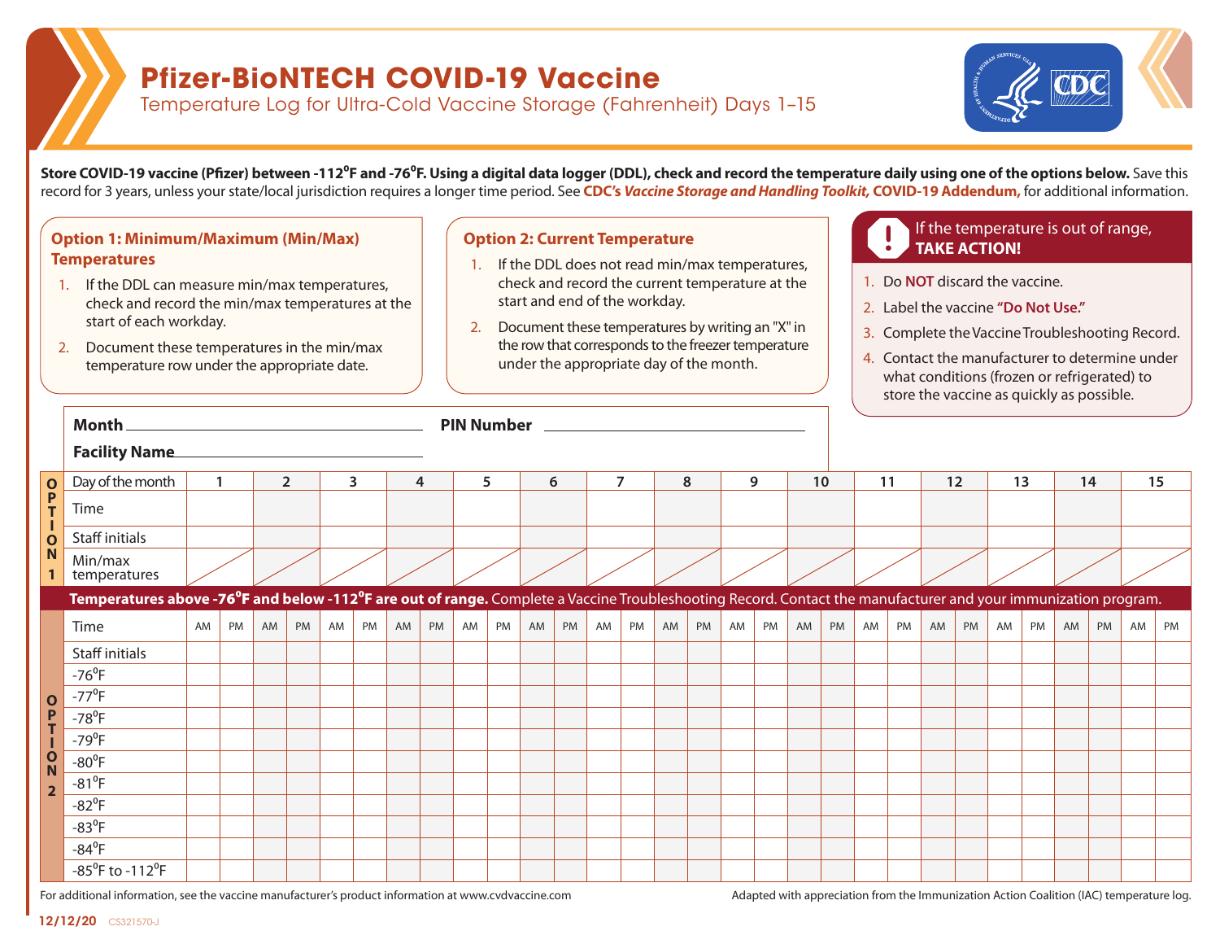# Pfizer-BioNTECH COVID-19 Vaccine

Temperature Log for Ultra-Cold Vaccine Storage (Fahrenheit) Days 1–15

**Store COVID-19 vaccine (Pfizer) between -112°F and -76°F. Using a digital data logger (DDL), check and record the temperature daily using one of the options below.** Save this record for 3 years, unless your state/local jurisdiction requires a longer time period. See **CDC's *Vaccine Storage and Handling Toolkit,* COVID-19 Addendum,** for additional information.

### Option 1: Minimum/Maximum (Min/Max) Temperatures

1. If the DDL can measure min/max temperatures, check and record the min/max temperatures at the start of each workday.
2. Document these temperatures in the min/max temperature row under the appropriate date.

### Option 2: Current Temperature

1. If the DDL does not read min/max temperatures, check and record the current temperature at the start and end of the workday.
2. Document these temperatures by writing an "X" in the row that corresponds to the freezer temperature under the appropriate day of the month.

### If the temperature is out of range, TAKE ACTION!

1. Do **NOT** discard the vaccine.
2. Label the vaccine **"Do Not Use."**
3. Complete the Vaccine Troubleshooting Record.
4. Contact the manufacturer to determine under what conditions (frozen or refrigerated) to store the vaccine as quickly as possible.

**Month** ______________________ **PIN Number** ______________________

**Facility Name** ______________________

**OPTION 1**

| Day of the month | 1 | 2 | 3 | 4 | 5 | 6 | 7 | 8 | 9 | 10 | 11 | 12 | 13 | 14 | 15 |
|---|---|---|---|---|---|---|---|---|---|---|---|---|---|---|---|
| Time | | | | | | | | | | | | | | | |
| Staff initials | | | | | | | | | | | | | | | |
| Min/max temperatures | | | | | | | | | | | | | | | |

**Temperatures above -76°F and below -112°F are out of range.** Complete a Vaccine Troubleshooting Record. Contact the manufacturer and your immunization program.

**OPTION 2**

| Time | AM | PM | AM | PM | AM | PM | AM | PM | AM | PM | AM | PM | AM | PM | AM | PM | AM | PM | AM | PM | AM | PM | AM | PM | AM | PM | AM | PM | AM | PM |
|---|---|---|---|---|---|---|---|---|---|---|---|---|---|---|---|---|---|---|---|---|---|---|---|---|---|---|---|---|---|---|
| Staff initials | | | | | | | | | | | | | | | | | | | | | | | | | | | | | | |
| -76°F | | | | | | | | | | | | | | | | | | | | | | | | | | | | | | |
| -77°F | | | | | | | | | | | | | | | | | | | | | | | | | | | | | | |
| -78°F | | | | | | | | | | | | | | | | | | | | | | | | | | | | | | |
| -79°F | | | | | | | | | | | | | | | | | | | | | | | | | | | | | | |
| -80°F | | | | | | | | | | | | | | | | | | | | | | | | | | | | | | |
| -81°F | | | | | | | | | | | | | | | | | | | | | | | | | | | | | | |
| -82°F | | | | | | | | | | | | | | | | | | | | | | | | | | | | | | |
| -83°F | | | | | | | | | | | | | | | | | | | | | | | | | | | | | | |
| -84°F | | | | | | | | | | | | | | | | | | | | | | | | | | | | | | |
| -85°F to -112°F | | | | | | | | | | | | | | | | | | | | | | | | | | | | | | |

For additional information, see the vaccine manufacturer's product information at www.cvdvaccine.com

Adapted with appreciation from the Immunization Action Coalition (IAC) temperature log.

12/12/20 CS321570-J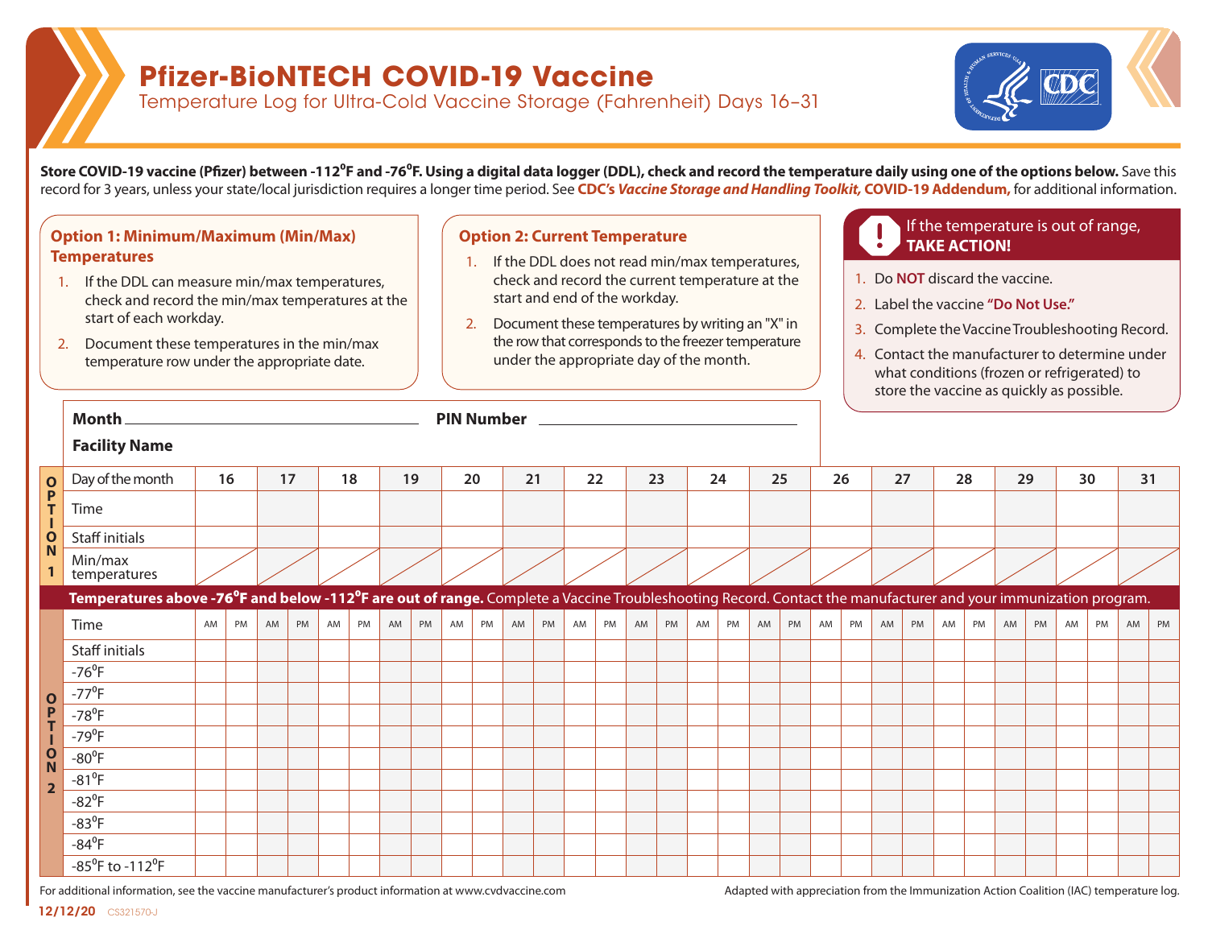# Pfizer-BioNTECH COVID-19 Vaccine

Temperature Log for Ultra-Cold Vaccine Storage (Fahrenheit) Days 16–31

**Store COVID-19 vaccine (Pfizer) between -112°F and -76°F. Using a digital data logger (DDL), check and record the temperature daily using one of the options below.** Save this record for 3 years, unless your state/local jurisdiction requires a longer time period. See **CDC's *Vaccine Storage and Handling Toolkit,* COVID-19 Addendum,** for additional information.

### Option 1: Minimum/Maximum (Min/Max) Temperatures

1. If the DDL can measure min/max temperatures, check and record the min/max temperatures at the start of each workday.
2. Document these temperatures in the min/max temperature row under the appropriate date.

### Option 2: Current Temperature

1. If the DDL does not read min/max temperatures, check and record the current temperature at the start and end of the workday.
2. Document these temperatures by writing an "X" in the row that corresponds to the freezer temperature under the appropriate day of the month.

### If the temperature is out of range, TAKE ACTION!

1. Do **NOT** discard the vaccine.
2. Label the vaccine **"Do Not Use."**
3. Complete the Vaccine Troubleshooting Record.
4. Contact the manufacturer to determine under what conditions (frozen or refrigerated) to store the vaccine as quickly as possible.

**Month** ______________________ **PIN Number** ______________________

**Facility Name**

**OPTION 1**

| Day of the month | 16 | 17 | 18 | 19 | 20 | 21 | 22 | 23 | 24 | 25 | 26 | 27 | 28 | 29 | 30 | 31 |
|---|---|---|---|---|---|---|---|---|---|---|---|---|---|---|---|---|
| Time | | | | | | | | | | | | | | | | |
| Staff initials | | | | | | | | | | | | | | | | |
| Min/max temperatures | | | | | | | | | | | | | | | | |

**Temperatures above -76°F and below -112°F are out of range.** Complete a Vaccine Troubleshooting Record. Contact the manufacturer and your immunization program.

**OPTION 2**

| Time | AM | PM | AM | PM | AM | PM | AM | PM | AM | PM | AM | PM | AM | PM | AM | PM | AM | PM | AM | PM | AM | PM | AM | PM | AM | PM | AM | PM | AM | PM | AM | PM |
|---|---|---|---|---|---|---|---|---|---|---|---|---|---|---|---|---|---|---|---|---|---|---|---|---|---|---|---|---|---|---|---|---|
| Staff initials | | | | | | | | | | | | | | | | | | | | | | | | | | | | | | | | |
| -76°F | | | | | | | | | | | | | | | | | | | | | | | | | | | | | | | | |
| -77°F | | | | | | | | | | | | | | | | | | | | | | | | | | | | | | | | |
| -78°F | | | | | | | | | | | | | | | | | | | | | | | | | | | | | | | | |
| -79°F | | | | | | | | | | | | | | | | | | | | | | | | | | | | | | | | |
| -80°F | | | | | | | | | | | | | | | | | | | | | | | | | | | | | | | | |
| -81°F | | | | | | | | | | | | | | | | | | | | | | | | | | | | | | | | |
| -82°F | | | | | | | | | | | | | | | | | | | | | | | | | | | | | | | | |
| -83°F | | | | | | | | | | | | | | | | | | | | | | | | | | | | | | | | |
| -84°F | | | | | | | | | | | | | | | | | | | | | | | | | | | | | | | | |
| -85°F to -112°F | | | | | | | | | | | | | | | | | | | | | | | | | | | | | | | | |

For additional information, see the vaccine manufacturer's product information at www.cvdvaccine.com

Adapted with appreciation from the Immunization Action Coalition (IAC) temperature log.

12/12/20 CS321570-J